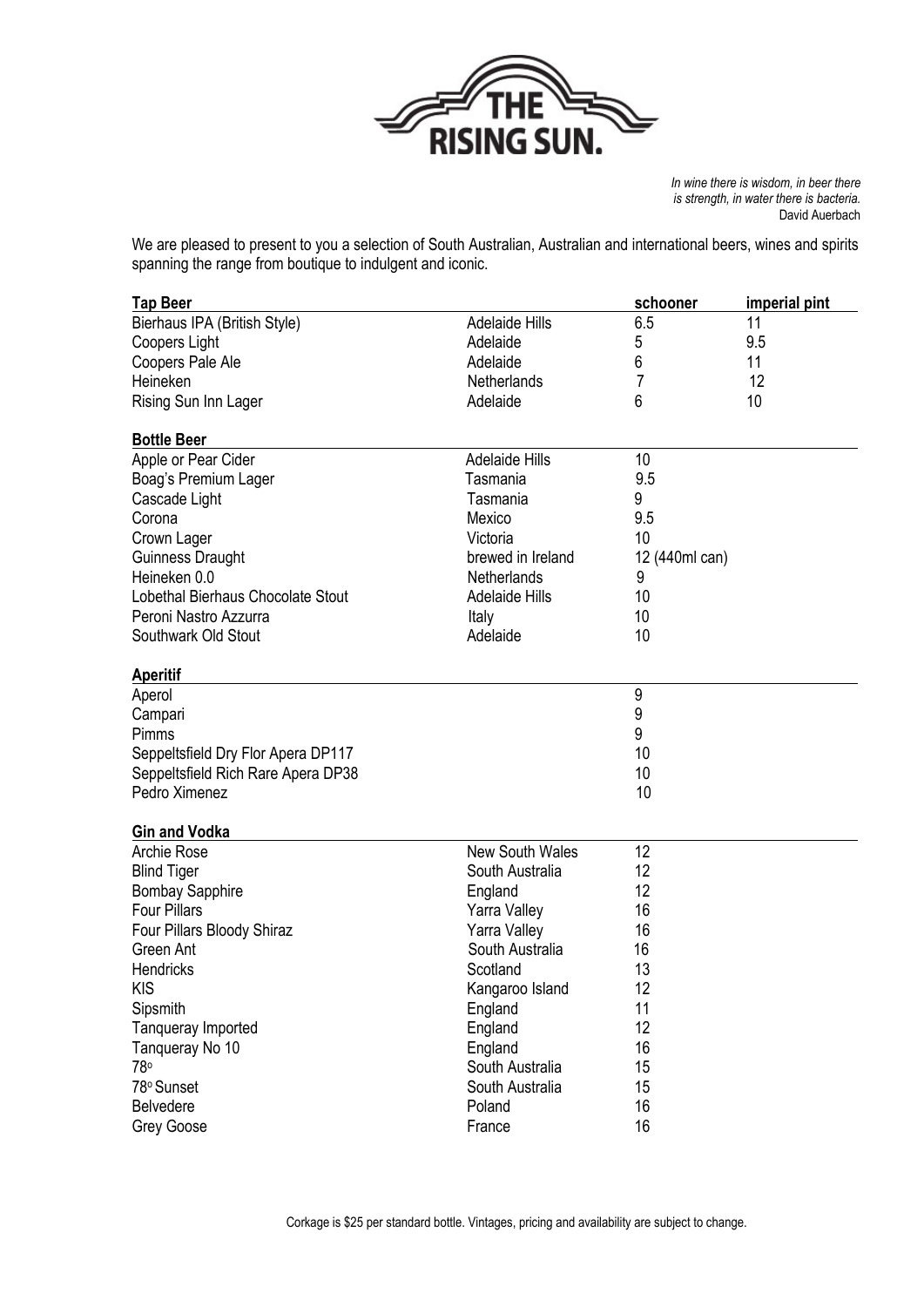# THE RISING SUN.

*In wine there is wisdom, in beer there is strength, in water there is bacteria.*
David Auerbach

We are pleased to present to you a selection of South Australian, Australian and international beers, wines and spirits spanning the range from boutique to indulgent and iconic.

| **Tap Beer** | | schooner | imperial pint |
|---|---|---|---|
| Bierhaus IPA (British Style) | Adelaide Hills | 6.5 | 11 |
| Coopers Light | Adelaide | 5 | 9.5 |
| Coopers Pale Ale | Adelaide | 6 | 11 |
| Heineken | Netherlands | 7 | 12 |
| Rising Sun Inn Lager | Adelaide | 6 | 10 |

| **Bottle Beer** | | |
|---|---|---|
| Apple or Pear Cider | Adelaide Hills | 10 |
| Boag's Premium Lager | Tasmania | 9.5 |
| Cascade Light | Tasmania | 9 |
| Corona | Mexico | 9.5 |
| Crown Lager | Victoria | 10 |
| Guinness Draught | brewed in Ireland | 12 (440ml can) |
| Heineken 0.0 | Netherlands | 9 |
| Lobethal Bierhaus Chocolate Stout | Adelaide Hills | 10 |
| Peroni Nastro Azzurra | Italy | 10 |
| Southwark Old Stout | Adelaide | 10 |

| **Aperitif** | | |
|---|---|---|
| Aperol | | 9 |
| Campari | | 9 |
| Pimms | | 9 |
| Seppeltsfield Dry Flor Apera DP117 | | 10 |
| Seppeltsfield Rich Rare Apera DP38 | | 10 |
| Pedro Ximenez | | 10 |

| **Gin and Vodka** | | |
|---|---|---|
| Archie Rose | New South Wales | 12 |
| Blind Tiger | South Australia | 12 |
| Bombay Sapphire | England | 12 |
| Four Pillars | Yarra Valley | 16 |
| Four Pillars Bloody Shiraz | Yarra Valley | 16 |
| Green Ant | South Australia | 16 |
| Hendricks | Scotland | 13 |
| KIS | Kangaroo Island | 12 |
| Sipsmith | England | 11 |
| Tanqueray Imported | England | 12 |
| Tanqueray No 10 | England | 16 |
| 78° | South Australia | 15 |
| 78° Sunset | South Australia | 15 |
| Belvedere | Poland | 16 |
| Grey Goose | France | 16 |

Corkage is $25 per standard bottle. Vintages, pricing and availability are subject to change.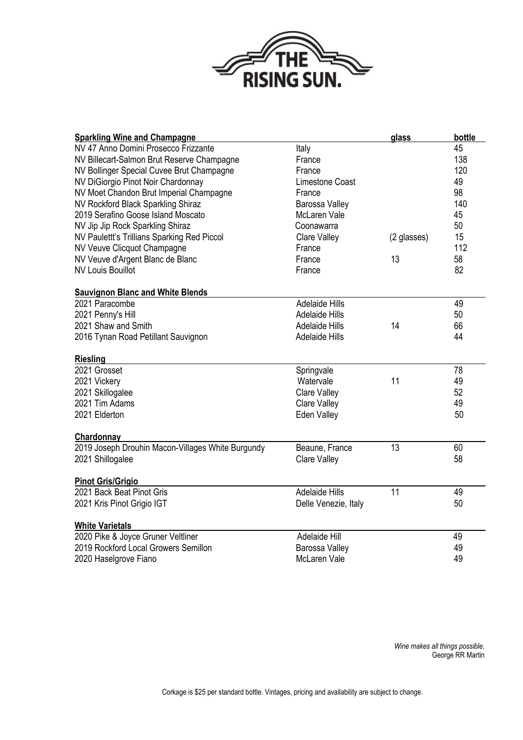THE RISING SUN.

| Sparkling Wine and Champagne | | glass | bottle |
|---|---|---|---|
| NV 47 Anno Domini Prosecco Frizzante | Italy | | 45 |
| NV Billecart-Salmon Brut Reserve Champagne | France | | 138 |
| NV Bollinger Special Cuvee Brut Champagne | France | | 120 |
| NV DiGiorgio Pinot Noir Chardonnay | Limestone Coast | | 49 |
| NV Moet Chandon Brut Imperial Champagne | France | | 98 |
| NV Rockford Black Sparkling Shiraz | Barossa Valley | | 140 |
| 2019 Serafino Goose Island Moscato | McLaren Vale | | 45 |
| NV Jip Jip Rock Sparkling Shiraz | Coonawarra | | 50 |
| NV Paulettt's Trillians Sparking Red Piccol | Clare Valley | (2 glasses) | 15 |
| NV Veuve Clicquot Champagne | France | | 112 |
| NV Veuve d'Argent Blanc de Blanc | France | 13 | 58 |
| NV Louis Bouillot | France | | 82 |

| Sauvignon Blanc and White Blends | | | |
|---|---|---|---|
| 2021 Paracombe | Adelaide Hills | | 49 |
| 2021 Penny's Hill | Adelaide Hills | | 50 |
| 2021 Shaw and Smith | Adelaide Hills | 14 | 66 |
| 2016 Tynan Road Petillant Sauvignon | Adelaide Hills | | 44 |

| Riesling | | | |
|---|---|---|---|
| 2021 Grosset | Springvale | | 78 |
| 2021 Vickery | Watervale | 11 | 49 |
| 2021 Skillogalee | Clare Valley | | 52 |
| 2021 Tim Adams | Clare Valley | | 49 |
| 2021 Elderton | Eden Valley | | 50 |

| Chardonnay | | | |
|---|---|---|---|
| 2019 Joseph Drouhin Macon-Villages White Burgundy | Beaune, France | 13 | 60 |
| 2021 Shillogalee | Clare Valley | | 58 |

| Pinot Gris/Grigio | | | |
|---|---|---|---|
| 2021 Back Beat Pinot Gris | Adelaide Hills | 11 | 49 |
| 2021 Kris Pinot Grigio IGT | Delle Venezie, Italy | | 50 |

| White Varietals | | | |
|---|---|---|---|
| 2020 Pike & Joyce Gruner Veltliner | Adelaide Hill | | 49 |
| 2019 Rockford Local Growers Semillon | Barossa Valley | | 49 |
| 2020 Haselgrove Fiano | McLaren Vale | | 49 |

*Wine makes all things possible.*
George RR Martin

Corkage is $25 per standard bottle. Vintages, pricing and availability are subject to change.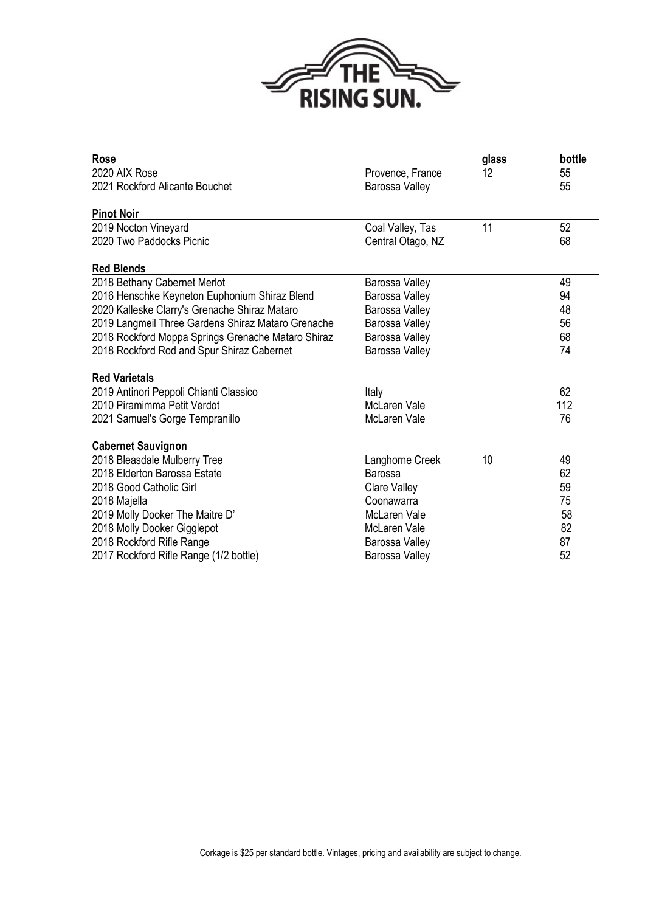# THE RISING SUN.

| Rose | | glass | bottle |
|---|---|---|---|
| 2020 AIX Rose | Provence, France | 12 | 55 |
| 2021 Rockford Alicante Bouchet | Barossa Valley | | 55 |
| **Pinot Noir** | | | |
| 2019 Nocton Vineyard | Coal Valley, Tas | 11 | 52 |
| 2020 Two Paddocks Picnic | Central Otago, NZ | | 68 |
| **Red Blends** | | | |
| 2018 Bethany Cabernet Merlot | Barossa Valley | | 49 |
| 2016 Henschke Keyneton Euphonium Shiraz Blend | Barossa Valley | | 94 |
| 2020 Kalleske Clarry's Grenache Shiraz Mataro | Barossa Valley | | 48 |
| 2019 Langmeil Three Gardens Shiraz Mataro Grenache | Barossa Valley | | 56 |
| 2018 Rockford Moppa Springs Grenache Mataro Shiraz | Barossa Valley | | 68 |
| 2018 Rockford Rod and Spur Shiraz Cabernet | Barossa Valley | | 74 |
| **Red Varietals** | | | |
| 2019 Antinori Peppoli Chianti Classico | Italy | | 62 |
| 2010 Piramimma Petit Verdot | McLaren Vale | | 112 |
| 2021 Samuel's Gorge Tempranillo | McLaren Vale | | 76 |
| **Cabernet Sauvignon** | | | |
| 2018 Bleasdale Mulberry Tree | Langhorne Creek | 10 | 49 |
| 2018 Elderton Barossa Estate | Barossa | | 62 |
| 2018 Good Catholic Girl | Clare Valley | | 59 |
| 2018 Majella | Coonawarra | | 75 |
| 2019 Molly Dooker The Maitre D' | McLaren Vale | | 58 |
| 2018 Molly Dooker Gigglepot | McLaren Vale | | 82 |
| 2018 Rockford Rifle Range | Barossa Valley | | 87 |
| 2017 Rockford Rifle Range (1/2 bottle) | Barossa Valley | | 52 |

Corkage is $25 per standard bottle. Vintages, pricing and availability are subject to change.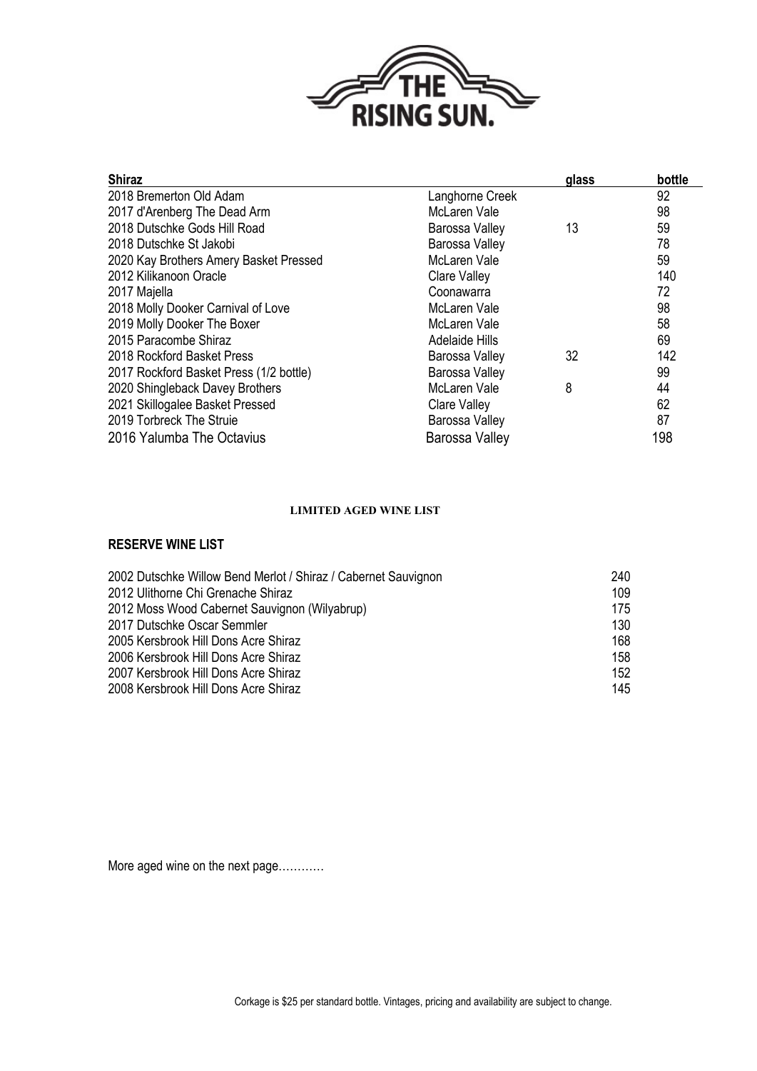# THE RISING SUN.

| Shiraz | | glass | bottle |
|---|---|---|---|
| 2018 Bremerton Old Adam | Langhorne Creek | | 92 |
| 2017 d'Arenberg The Dead Arm | McLaren Vale | | 98 |
| 2018 Dutschke Gods Hill Road | Barossa Valley | 13 | 59 |
| 2018 Dutschke St Jakobi | Barossa Valley | | 78 |
| 2020 Kay Brothers Amery Basket Pressed | McLaren Vale | | 59 |
| 2012 Kilikanoon Oracle | Clare Valley | | 140 |
| 2017 Majella | Coonawarra | | 72 |
| 2018 Molly Dooker Carnival of Love | McLaren Vale | | 98 |
| 2019 Molly Dooker The Boxer | McLaren Vale | | 58 |
| 2015 Paracombe Shiraz | Adelaide Hills | | 69 |
| 2018 Rockford Basket Press | Barossa Valley | 32 | 142 |
| 2017 Rockford Basket Press (1/2 bottle) | Barossa Valley | | 99 |
| 2020 Shingleback Davey Brothers | McLaren Vale | 8 | 44 |
| 2021 Skillogalee Basket Pressed | Clare Valley | | 62 |
| 2019 Torbreck The Struie | Barossa Valley | | 87 |
| 2016 Yalumba The Octavius | Barossa Valley | | 198 |

**LIMITED AGED WINE LIST**

## RESERVE WINE LIST

| | |
|---|---|
| 2002 Dutschke Willow Bend Merlot / Shiraz / Cabernet Sauvignon | 240 |
| 2012 Ulithorne Chi Grenache Shiraz | 109 |
| 2012 Moss Wood Cabernet Sauvignon (Wilyabrup) | 175 |
| 2017 Dutschke Oscar Semmler | 130 |
| 2005 Kersbrook Hill Dons Acre Shiraz | 168 |
| 2006 Kersbrook Hill Dons Acre Shiraz | 158 |
| 2007 Kersbrook Hill Dons Acre Shiraz | 152 |
| 2008 Kersbrook Hill Dons Acre Shiraz | 145 |

More aged wine on the next page…………

Corkage is $25 per standard bottle. Vintages, pricing and availability are subject to change.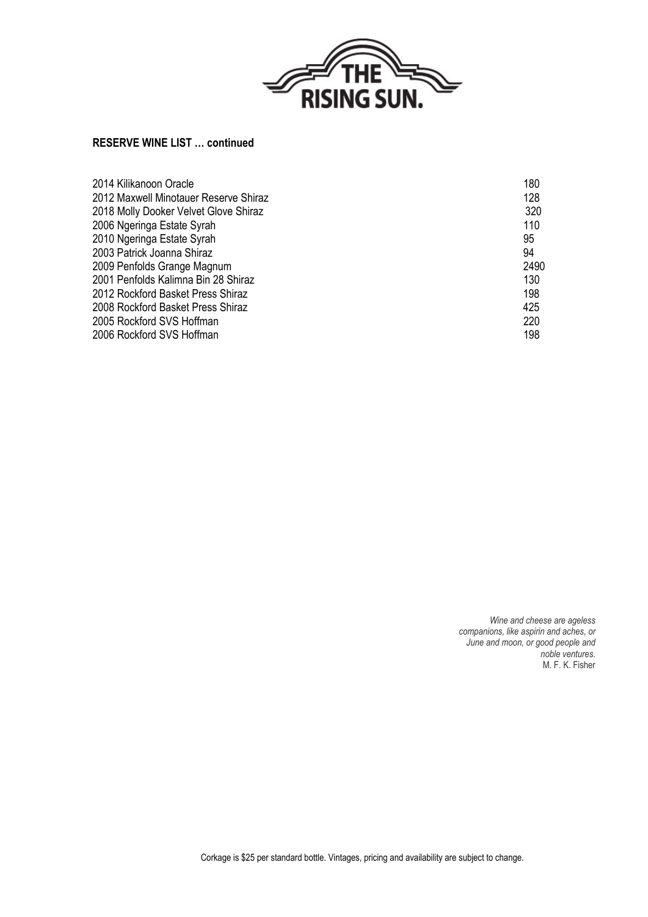THE RISING SUN.

**RESERVE WINE LIST … continued**

| | |
|---|---|
| 2014 Kilikanoon Oracle | 180 |
| 2012 Maxwell Minotauer Reserve Shiraz | 128 |
| 2018 Molly Dooker Velvet Glove Shiraz | 320 |
| 2006 Ngeringa Estate Syrah | 110 |
| 2010 Ngeringa Estate Syrah | 95 |
| 2003 Patrick Joanna Shiraz | 94 |
| 2009 Penfolds Grange Magnum | 2490 |
| 2001 Penfolds Kalimna Bin 28 Shiraz | 130 |
| 2012 Rockford Basket Press Shiraz | 198 |
| 2008 Rockford Basket Press Shiraz | 425 |
| 2005 Rockford SVS Hoffman | 220 |
| 2006 Rockford SVS Hoffman | 198 |

*Wine and cheese are ageless companions, like aspirin and aches, or June and moon, or good people and noble ventures.*
M. F. K. Fisher

Corkage is $25 per standard bottle. Vintages, pricing and availability are subject to change.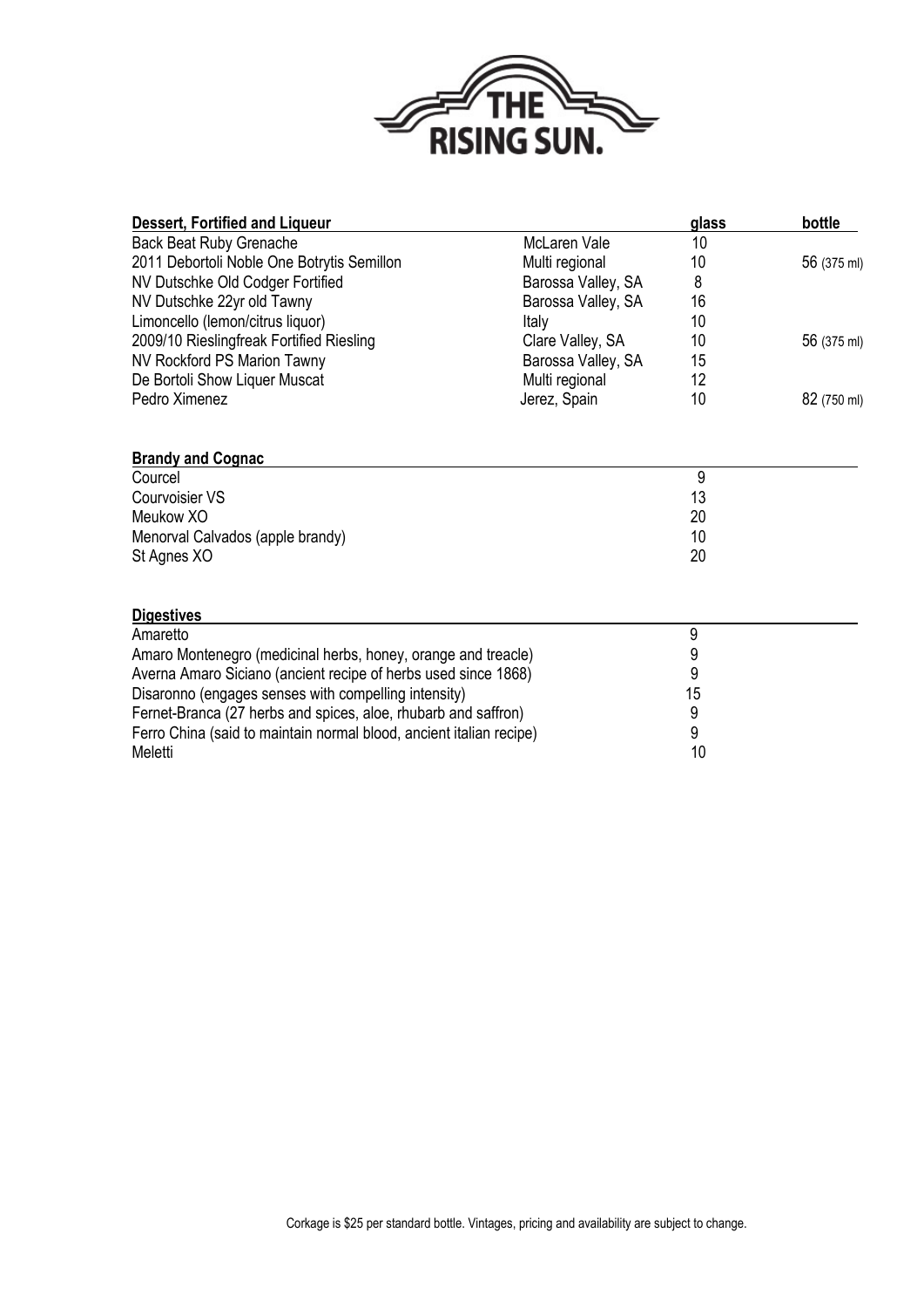# THE RISING SUN.

| Dessert, Fortified and Liqueur | | glass | bottle |
|---|---|---|---|
| Back Beat Ruby Grenache | McLaren Vale | 10 | |
| 2011 Debortoli Noble One Botrytis Semillon | Multi regional | 10 | 56 (375 ml) |
| NV Dutschke Old Codger Fortified | Barossa Valley, SA | 8 | |
| NV Dutschke 22yr old Tawny | Barossa Valley, SA | 16 | |
| Limoncello (lemon/citrus liquor) | Italy | 10 | |
| 2009/10 Rieslingfreak Fortified Riesling | Clare Valley, SA | 10 | 56 (375 ml) |
| NV Rockford PS Marion Tawny | Barossa Valley, SA | 15 | |
| De Bortoli Show Liquer Muscat | Multi regional | 12 | |
| Pedro Ximenez | Jerez, Spain | 10 | 82 (750 ml) |

| Brandy and Cognac | |
|---|---|
| Courcel | 9 |
| Courvoisier VS | 13 |
| Meukow XO | 20 |
| Menorval Calvados (apple brandy) | 10 |
| St Agnes XO | 20 |

| Digestives | |
|---|---|
| Amaretto | 9 |
| Amaro Montenegro (medicinal herbs, honey, orange and treacle) | 9 |
| Averna Amaro Siciano (ancient recipe of herbs used since 1868) | 9 |
| Disaronno (engages senses with compelling intensity) | 15 |
| Fernet-Branca (27 herbs and spices, aloe, rhubarb and saffron) | 9 |
| Ferro China (said to maintain normal blood, ancient italian recipe) | 9 |
| Meletti | 10 |

Corkage is $25 per standard bottle. Vintages, pricing and availability are subject to change.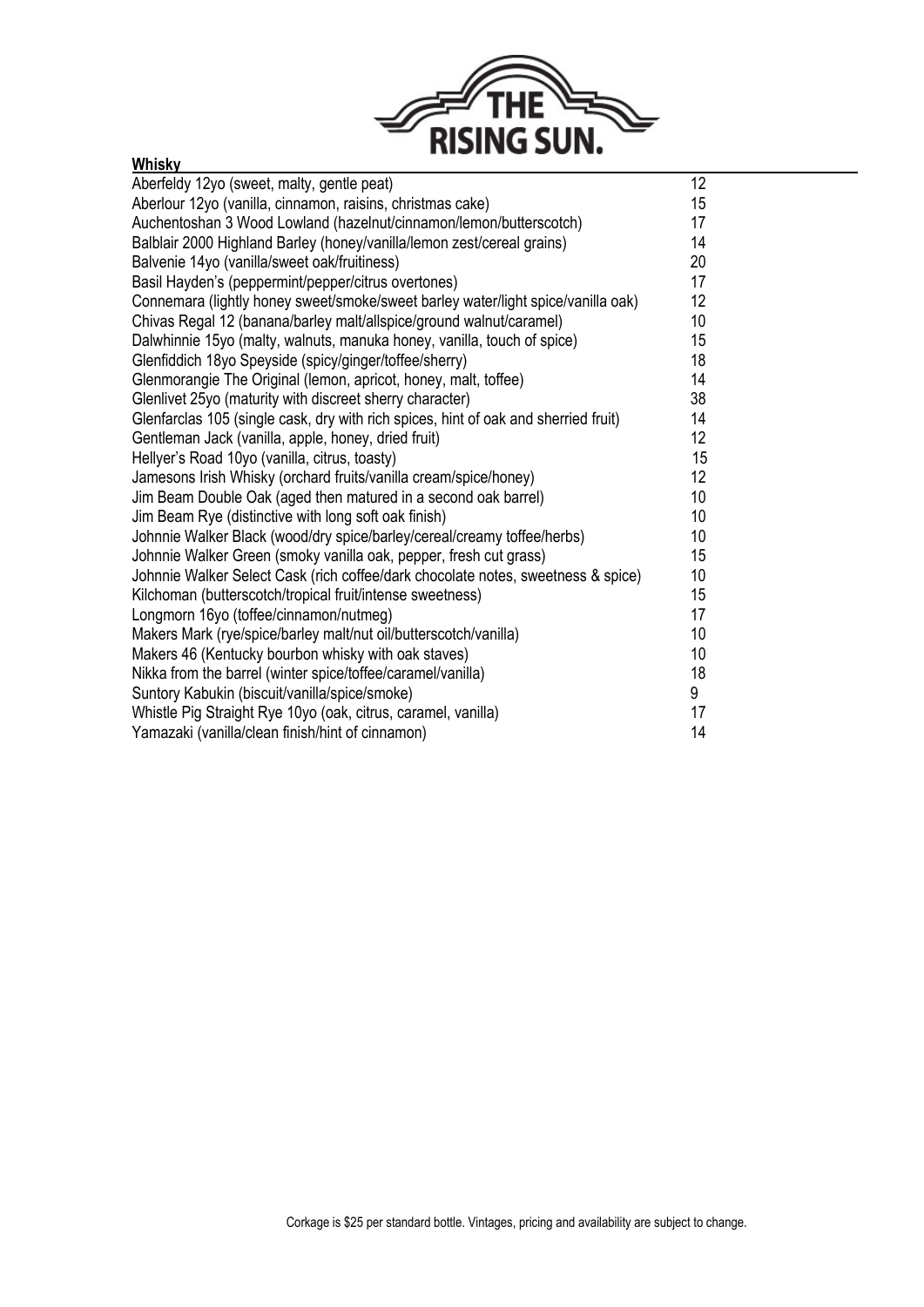# THE RISING SUN.

## Whisky

| Whisky | Price |
| --- | --- |
| Aberfeldy 12yo (sweet, malty, gentle peat) | 12 |
| Aberlour 12yo (vanilla, cinnamon, raisins, christmas cake) | 15 |
| Auchentoshan 3 Wood Lowland (hazelnut/cinnamon/lemon/butterscotch) | 17 |
| Balblair 2000 Highland Barley (honey/vanilla/lemon zest/cereal grains) | 14 |
| Balvenie 14yo (vanilla/sweet oak/fruitiness) | 20 |
| Basil Hayden's (peppermint/pepper/citrus overtones) | 17 |
| Connemara (lightly honey sweet/smoke/sweet barley water/light spice/vanilla oak) | 12 |
| Chivas Regal 12 (banana/barley malt/allspice/ground walnut/caramel) | 10 |
| Dalwhinnie 15yo (malty, walnuts, manuka honey, vanilla, touch of spice) | 15 |
| Glenfiddich 18yo Speyside (spicy/ginger/toffee/sherry) | 18 |
| Glenmorangie The Original (lemon, apricot, honey, malt, toffee) | 14 |
| Glenlivet 25yo (maturity with discreet sherry character) | 38 |
| Glenfarclas 105 (single cask, dry with rich spices, hint of oak and sherried fruit) | 14 |
| Gentleman Jack (vanilla, apple, honey, dried fruit) | 12 |
| Hellyer's Road 10yo (vanilla, citrus, toasty) | 15 |
| Jamesons Irish Whisky (orchard fruits/vanilla cream/spice/honey) | 12 |
| Jim Beam Double Oak (aged then matured in a second oak barrel) | 10 |
| Jim Beam Rye (distinctive with long soft oak finish) | 10 |
| Johnnie Walker Black (wood/dry spice/barley/cereal/creamy toffee/herbs) | 10 |
| Johnnie Walker Green (smoky vanilla oak, pepper, fresh cut grass) | 15 |
| Johnnie Walker Select Cask (rich coffee/dark chocolate notes, sweetness & spice) | 10 |
| Kilchoman (butterscotch/tropical fruit/intense sweetness) | 15 |
| Longmorn 16yo (toffee/cinnamon/nutmeg) | 17 |
| Makers Mark (rye/spice/barley malt/nut oil/butterscotch/vanilla) | 10 |
| Makers 46 (Kentucky bourbon whisky with oak staves) | 10 |
| Nikka from the barrel (winter spice/toffee/caramel/vanilla) | 18 |
| Suntory Kabukin (biscuit/vanilla/spice/smoke) | 9 |
| Whistle Pig Straight Rye 10yo (oak, citrus, caramel, vanilla) | 17 |
| Yamazaki (vanilla/clean finish/hint of cinnamon) | 14 |

Corkage is $25 per standard bottle. Vintages, pricing and availability are subject to change.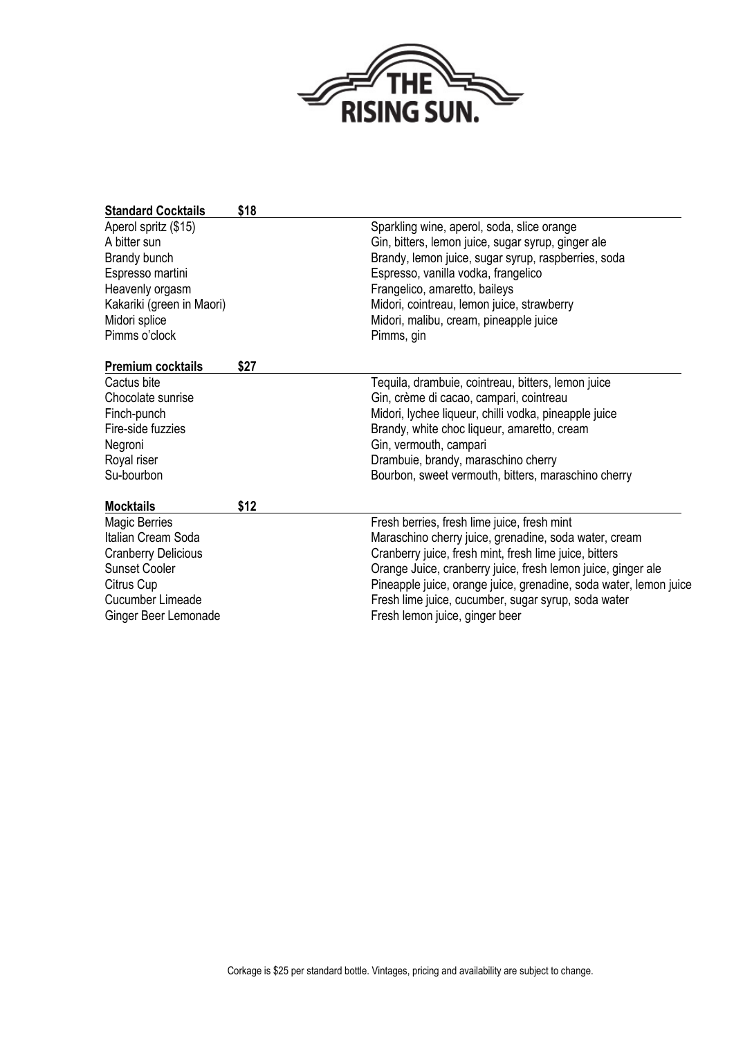THE RISING SUN.

| **Standard Cocktails** | **$18** | |
|---|---|---|
| Aperol spritz ($15) | | Sparkling wine, aperol, soda, slice orange |
| A bitter sun | | Gin, bitters, lemon juice, sugar syrup, ginger ale |
| Brandy bunch | | Brandy, lemon juice, sugar syrup, raspberries, soda |
| Espresso martini | | Espresso, vanilla vodka, frangelico |
| Heavenly orgasm | | Frangelico, amaretto, baileys |
| Kakariki (green in Maori) | | Midori, cointreau, lemon juice, strawberry |
| Midori splice | | Midori, malibu, cream, pineapple juice |
| Pimms o'clock | | Pimms, gin |

| **Premium cocktails** | **$27** | |
|---|---|---|
| Cactus bite | | Tequila, drambuie, cointreau, bitters, lemon juice |
| Chocolate sunrise | | Gin, crème di cacao, campari, cointreau |
| Finch-punch | | Midori, lychee liqueur, chilli vodka, pineapple juice |
| Fire-side fuzzies | | Brandy, white choc liqueur, amaretto, cream |
| Negroni | | Gin, vermouth, campari |
| Royal riser | | Drambuie, brandy, maraschino cherry |
| Su-bourbon | | Bourbon, sweet vermouth, bitters, maraschino cherry |

| **Mocktails** | **$12** | |
|---|---|---|
| Magic Berries | | Fresh berries, fresh lime juice, fresh mint |
| Italian Cream Soda | | Maraschino cherry juice, grenadine, soda water, cream |
| Cranberry Delicious | | Cranberry juice, fresh mint, fresh lime juice, bitters |
| Sunset Cooler | | Orange Juice, cranberry juice, fresh lemon juice, ginger ale |
| Citrus Cup | | Pineapple juice, orange juice, grenadine, soda water, lemon juice |
| Cucumber Limeade | | Fresh lime juice, cucumber, sugar syrup, soda water |
| Ginger Beer Lemonade | | Fresh lemon juice, ginger beer |

Corkage is $25 per standard bottle. Vintages, pricing and availability are subject to change.